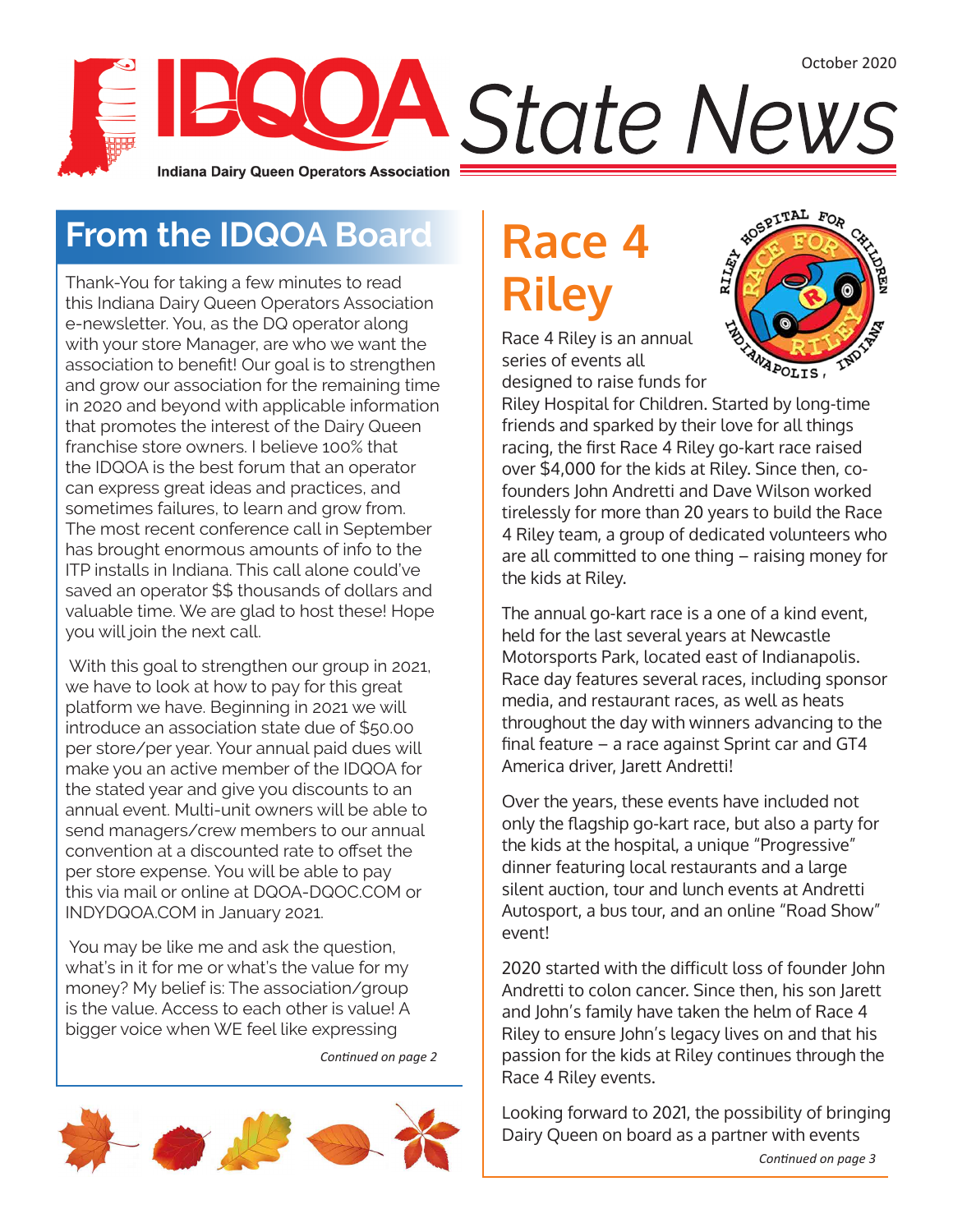October 2020

# IDQOA State News

Indiana Dairy Queen Operators Association

## From the IDQOA Board

Thank-You for taking a few minutes to read this Indiana Dairy Queen Operators Association e-newsletter. You, as the DQ operator along with your store Manager, are who we want the association to benefit! Our goal is to strengthen and grow our association for the remaining time in 2020 and beyond with applicable information that promotes the interest of the Dairy Queen franchise store owners. I believe 100% that the IDQOA is the best forum that an operator can express great ideas and practices, and sometimes failures, to learn and grow from. The most recent conference call in September has brought enormous amounts of info to the ITP installs in Indiana. This call alone could've saved an operator $$ thousands of dollars and valuable time. We are glad to host these! Hope you will join the next call.

With this goal to strengthen our group in 2021, we have to look at how to pay for this great platform we have. Beginning in 2021 we will introduce an association state due of $50.00 per store/per year. Your annual paid dues will make you an active member of the IDQOA for the stated year and give you discounts to an annual event. Multi-unit owners will be able to send managers/crew members to our annual convention at a discounted rate to offset the per store expense. You will be able to pay this via mail or online at DQOA-DQOC.COM or INDYDQOA.COM in January 2021.

You may be like me and ask the question, what's in it for me or what's the value for my money? My belief is: The association/group is the value. Access to each other is value! A bigger voice when WE feel like expressing

*Continued on page 2*

## Race 4 Riley

Race 4 Riley is an annual series of events all designed to raise funds for Riley Hospital for Children. Started by long-time friends and sparked by their love for all things racing, the first Race 4 Riley go-kart race raised over $4,000 for the kids at Riley. Since then, co-founders John Andretti and Dave Wilson worked tirelessly for more than 20 years to build the Race 4 Riley team, a group of dedicated volunteers who are all committed to one thing – raising money for the kids at Riley.

The annual go-kart race is a one of a kind event, held for the last several years at Newcastle Motorsports Park, located east of Indianapolis. Race day features several races, including sponsor media, and restaurant races, as well as heats throughout the day with winners advancing to the final feature – a race against Sprint car and GT4 America driver, Jarett Andretti!

Over the years, these events have included not only the flagship go-kart race, but also a party for the kids at the hospital, a unique "Progressive" dinner featuring local restaurants and a large silent auction, tour and lunch events at Andretti Autosport, a bus tour, and an online "Road Show" event!

2020 started with the difficult loss of founder John Andretti to colon cancer. Since then, his son Jarett and John's family have taken the helm of Race 4 Riley to ensure John's legacy lives on and that his passion for the kids at Riley continues through the Race 4 Riley events.

Looking forward to 2021, the possibility of bringing Dairy Queen on board as a partner with events

*Continued on page 3*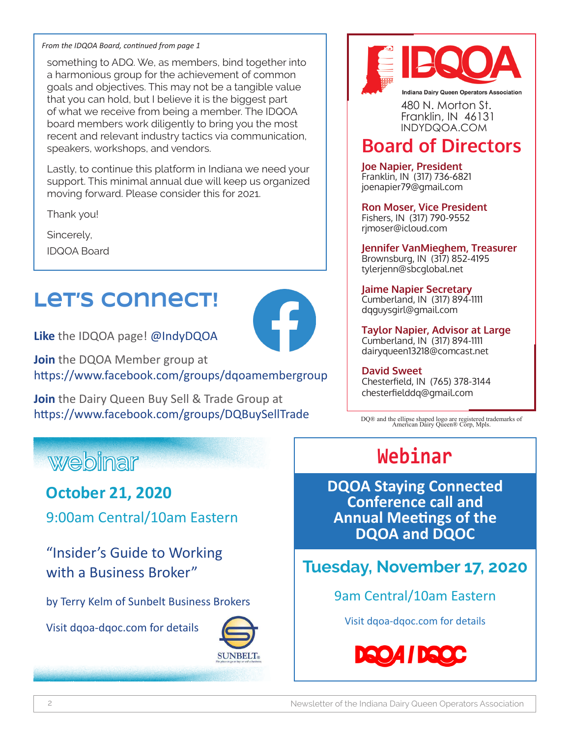*From the IDQOA Board, continued from page 1*

something to ADQ. We, as members, bind together into a harmonious group for the achievement of common goals and objectives. This may not be a tangible value that you can hold, but I believe it is the biggest part of what we receive from being a member. The IDQOA board members work diligently to bring you the most recent and relevant industry tactics via communication, speakers, workshops, and vendors.

Lastly, to continue this platform in Indiana we need your support. This minimal annual due will keep us organized moving forward. Please consider this for 2021.

Thank you!

Sincerely,

IDQOA Board

## Let's Connect!

**Like** the IDQOA page! @IndyDQOA

**Join** the DQOA Member group at https://www.facebook.com/groups/dqoamembergroup

**Join** the Dairy Queen Buy Sell & Trade Group at https://www.facebook.com/groups/DQBuySellTrade

IDQOA

Indiana Dairy Queen Operators Association

480 N. Morton St.
Franklin, IN 46131
INDYDQOA.COM

## Board of Directors

**Joe Napier, President**
Franklin, IN (317) 736-6821
joenapier79@gmail.com

**Ron Moser, Vice President**
Fishers, IN (317) 790-9552
rjmoser@icloud.com

**Jennifer VanMieghem, Treasurer**
Brownsburg, IN (317) 852-4195
tylerjenn@sbcglobal.net

**Jaime Napier Secretary**
Cumberland, IN (317) 894-1111
dqguysgirl@gmail.com

**Taylor Napier, Advisor at Large**
Cumberland, IN (317) 894-1111
dairyqueen13218@comcast.net

**David Sweet**
Chesterfield, IN (765) 378-3144
chesterfielddq@gmail.com

DQ® and the ellipse shaped logo are registered trademarks of American Dairy Queen® Corp, Mpls.

## webinar

**October 21, 2020**

9:00am Central/10am Eastern

"Insider's Guide to Working with a Business Broker"

by Terry Kelm of Sunbelt Business Brokers

Visit dqoa-dqoc.com for details

SUNBELT®

## Webinar

**DQOA Staying Connected Conference call and Annual Meetings of the DQOA and DQOC**

**Tuesday, November 17, 2020**

9am Central/10am Eastern

Visit dqoa-dqoc.com for details

DQOA / DQOC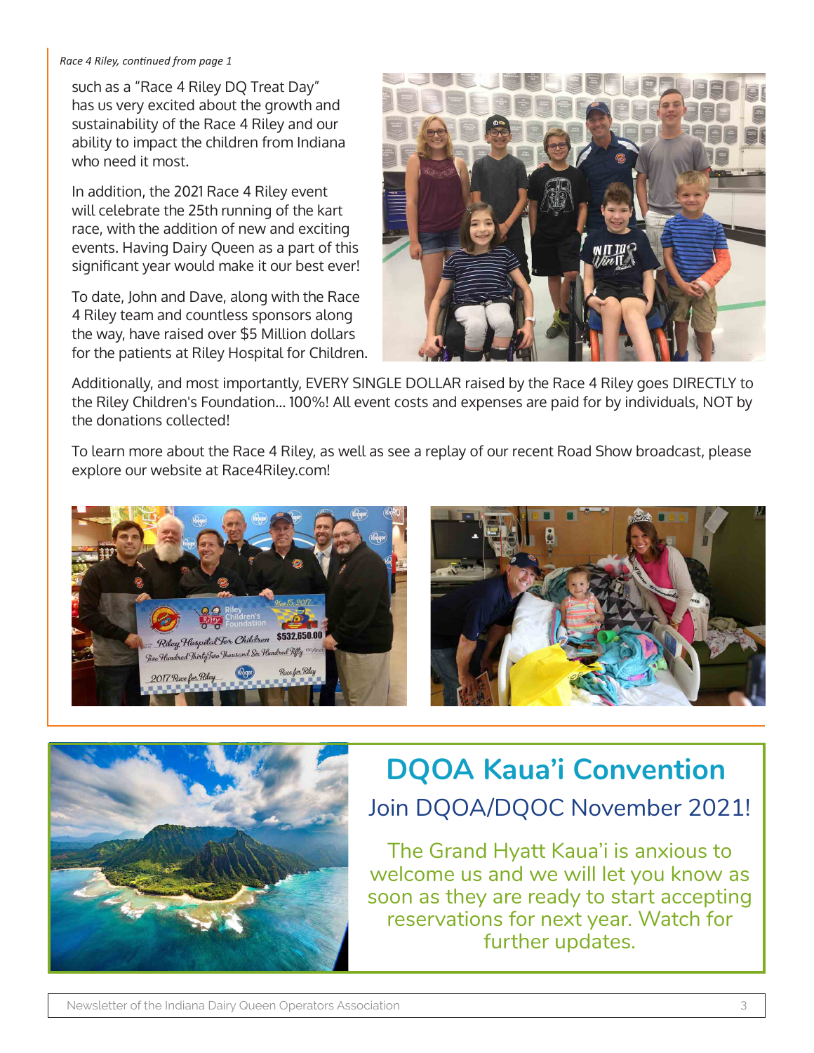*Race 4 Riley, continued from page 1*

such as a "Race 4 Riley DQ Treat Day" has us very excited about the growth and sustainability of the Race 4 Riley and our ability to impact the children from Indiana who need it most.

In addition, the 2021 Race 4 Riley event will celebrate the 25th running of the kart race, with the addition of new and exciting events. Having Dairy Queen as a part of this significant year would make it our best ever!

To date, John and Dave, along with the Race 4 Riley team and countless sponsors along the way, have raised over $5 Million dollars for the patients at Riley Hospital for Children.

Additionally, and most importantly, EVERY SINGLE DOLLAR raised by the Race 4 Riley goes DIRECTLY to the Riley Children's Foundation... 100%! All event costs and expenses are paid for by individuals, NOT by the donations collected!

To learn more about the Race 4 Riley, as well as see a replay of our recent Road Show broadcast, please explore our website at Race4Riley.com!

# DQOA Kaua'i Convention

## Join DQOA/DQOC November 2021!

The Grand Hyatt Kaua'i is anxious to welcome us and we will let you know as soon as they are ready to start accepting reservations for next year. Watch for further updates.